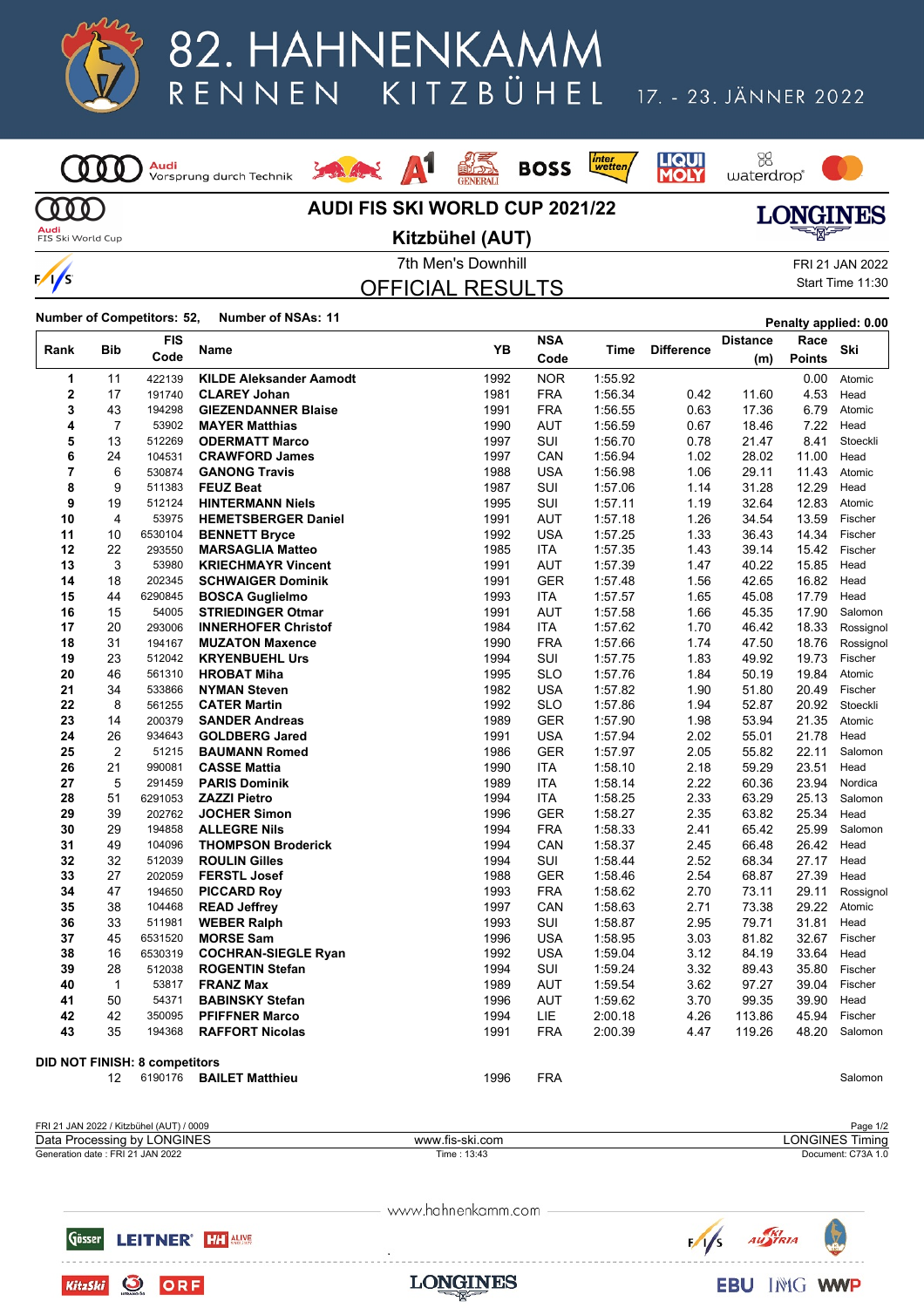# 82. HAHNENKAMM RENNEN KITZBÜHEL

17. - 23. JÄNNER 2022

## AUDI FIS SKI WORLD CUP 2021/22

## Kitzbühel (AUT)

7th Men's Downhill

FRI 21 JAN 2022

Start Time 11:30

## OFFICIAL RESULTS

**Number of Competitors: 52, Number of NSAs: 11**

**Penalty applied: 0.00**

| Rank | Bib | FIS Code | Name | YB | NSA Code | Time | Difference | Distance (m) | Race Points | Ski |
|---|---|---|---|---|---|---|---|---|---|---|
| 1 | 11 | 422139 | **KILDE Aleksander Aamodt** | 1992 | NOR | 1:55.92 | | | 0.00 | Atomic |
| 2 | 17 | 191740 | **CLAREY Johan** | 1981 | FRA | 1:56.34 | 0.42 | 11.60 | 4.53 | Head |
| 3 | 43 | 194298 | **GIEZENDANNER Blaise** | 1991 | FRA | 1:56.55 | 0.63 | 17.36 | 6.79 | Atomic |
| 4 | 7 | 53902 | **MAYER Matthias** | 1990 | AUT | 1:56.59 | 0.67 | 18.46 | 7.22 | Head |
| 5 | 13 | 512269 | **ODERMATT Marco** | 1997 | SUI | 1:56.70 | 0.78 | 21.47 | 8.41 | Stoeckli |
| 6 | 24 | 104531 | **CRAWFORD James** | 1997 | CAN | 1:56.94 | 1.02 | 28.02 | 11.00 | Head |
| 7 | 6 | 530874 | **GANONG Travis** | 1988 | USA | 1:56.98 | 1.06 | 29.11 | 11.43 | Atomic |
| 8 | 9 | 511383 | **FEUZ Beat** | 1987 | SUI | 1:57.06 | 1.14 | 31.28 | 12.29 | Head |
| 9 | 19 | 512124 | **HINTERMANN Niels** | 1995 | SUI | 1:57.11 | 1.19 | 32.64 | 12.83 | Atomic |
| 10 | 4 | 53975 | **HEMETSBERGER Daniel** | 1991 | AUT | 1:57.18 | 1.26 | 34.54 | 13.59 | Fischer |
| 11 | 10 | 6530104 | **BENNETT Bryce** | 1992 | USA | 1:57.25 | 1.33 | 36.43 | 14.34 | Fischer |
| 12 | 22 | 293550 | **MARSAGLIA Matteo** | 1985 | ITA | 1:57.35 | 1.43 | 39.14 | 15.42 | Fischer |
| 13 | 3 | 53980 | **KRIECHMAYR Vincent** | 1991 | AUT | 1:57.39 | 1.47 | 40.22 | 15.85 | Head |
| 14 | 18 | 202345 | **SCHWAIGER Dominik** | 1991 | GER | 1:57.48 | 1.56 | 42.65 | 16.82 | Head |
| 15 | 44 | 6290845 | **BOSCA Guglielmo** | 1993 | ITA | 1:57.57 | 1.65 | 45.08 | 17.79 | Head |
| 16 | 15 | 54005 | **STRIEDINGER Otmar** | 1991 | AUT | 1:57.58 | 1.66 | 45.35 | 17.90 | Salomon |
| 17 | 20 | 293006 | **INNERHOFER Christof** | 1984 | ITA | 1:57.62 | 1.70 | 46.42 | 18.33 | Rossignol |
| 18 | 31 | 194167 | **MUZATON Maxence** | 1990 | FRA | 1:57.66 | 1.74 | 47.50 | 18.76 | Rossignol |
| 19 | 23 | 512042 | **KRYENBUEHL Urs** | 1994 | SUI | 1:57.75 | 1.83 | 49.92 | 19.73 | Fischer |
| 20 | 46 | 561310 | **HROBAT Miha** | 1995 | SLO | 1:57.76 | 1.84 | 50.19 | 19.84 | Atomic |
| 21 | 34 | 533866 | **NYMAN Steven** | 1982 | USA | 1:57.82 | 1.90 | 51.80 | 20.49 | Fischer |
| 22 | 8 | 561255 | **CATER Martin** | 1992 | SLO | 1:57.86 | 1.94 | 52.87 | 20.92 | Stoeckli |
| 23 | 14 | 200379 | **SANDER Andreas** | 1989 | GER | 1:57.90 | 1.98 | 53.94 | 21.35 | Atomic |
| 24 | 26 | 934643 | **GOLDBERG Jared** | 1991 | USA | 1:57.94 | 2.02 | 55.01 | 21.78 | Head |
| 25 | 2 | 51215 | **BAUMANN Romed** | 1986 | GER | 1:57.97 | 2.05 | 55.82 | 22.11 | Salomon |
| 26 | 21 | 990081 | **CASSE Mattia** | 1990 | ITA | 1:58.10 | 2.18 | 59.29 | 23.51 | Head |
| 27 | 5 | 291459 | **PARIS Dominik** | 1989 | ITA | 1:58.14 | 2.22 | 60.36 | 23.94 | Nordica |
| 28 | 51 | 6291053 | **ZAZZI Pietro** | 1994 | ITA | 1:58.25 | 2.33 | 63.29 | 25.13 | Salomon |
| 29 | 39 | 202762 | **JOCHER Simon** | 1996 | GER | 1:58.27 | 2.35 | 63.82 | 25.34 | Head |
| 30 | 29 | 194858 | **ALLEGRE Nils** | 1994 | FRA | 1:58.33 | 2.41 | 65.42 | 25.99 | Salomon |
| 31 | 49 | 104096 | **THOMPSON Broderick** | 1994 | CAN | 1:58.37 | 2.45 | 66.48 | 26.42 | Head |
| 32 | 32 | 512039 | **ROULIN Gilles** | 1994 | SUI | 1:58.44 | 2.52 | 68.34 | 27.17 | Head |
| 33 | 27 | 202059 | **FERSTL Josef** | 1988 | GER | 1:58.46 | 2.54 | 68.87 | 27.39 | Head |
| 34 | 47 | 194650 | **PICCARD Roy** | 1993 | FRA | 1:58.62 | 2.70 | 73.11 | 29.11 | Rossignol |
| 35 | 38 | 104468 | **READ Jeffrey** | 1997 | CAN | 1:58.63 | 2.71 | 73.38 | 29.22 | Atomic |
| 36 | 33 | 511981 | **WEBER Ralph** | 1993 | SUI | 1:58.87 | 2.95 | 79.71 | 31.81 | Head |
| 37 | 45 | 6531520 | **MORSE Sam** | 1996 | USA | 1:58.95 | 3.03 | 81.82 | 32.67 | Fischer |
| 38 | 16 | 6530319 | **COCHRAN-SIEGLE Ryan** | 1992 | USA | 1:59.04 | 3.12 | 84.19 | 33.64 | Head |
| 39 | 28 | 512038 | **ROGENTIN Stefan** | 1994 | SUI | 1:59.24 | 3.32 | 89.43 | 35.80 | Fischer |
| 40 | 1 | 53817 | **FRANZ Max** | 1989 | AUT | 1:59.54 | 3.62 | 97.27 | 39.04 | Fischer |
| 41 | 50 | 54371 | **BABINSKY Stefan** | 1996 | AUT | 1:59.62 | 3.70 | 99.35 | 39.90 | Head |
| 42 | 42 | 350095 | **PFIFFNER Marco** | 1994 | LIE | 2:00.18 | 4.26 | 113.86 | 45.94 | Fischer |
| 43 | 35 | 194368 | **RAFFORT Nicolas** | 1991 | FRA | 2:00.39 | 4.47 | 119.26 | 48.20 | Salomon |

**DID NOT FINISH: 8 competitors**

| Rank | Bib | FIS Code | Name | YB | NSA Code | Time | Difference | Distance (m) | Race Points | Ski |
|---|---|---|---|---|---|---|---|---|---|---|
| | 12 | 6190176 | **BAILET Matthieu** | 1996 | FRA | | | | | Salomon |

FRI 21 JAN 2022 / Kitzbühel (AUT) / 0009

Data Processing by LONGINES — www.fis-ski.com — LONGINES Timing

Generation date : FRI 21 JAN 2022 — Time : 13:43 — Document: C73A 1.0

www.hahnenkamm.com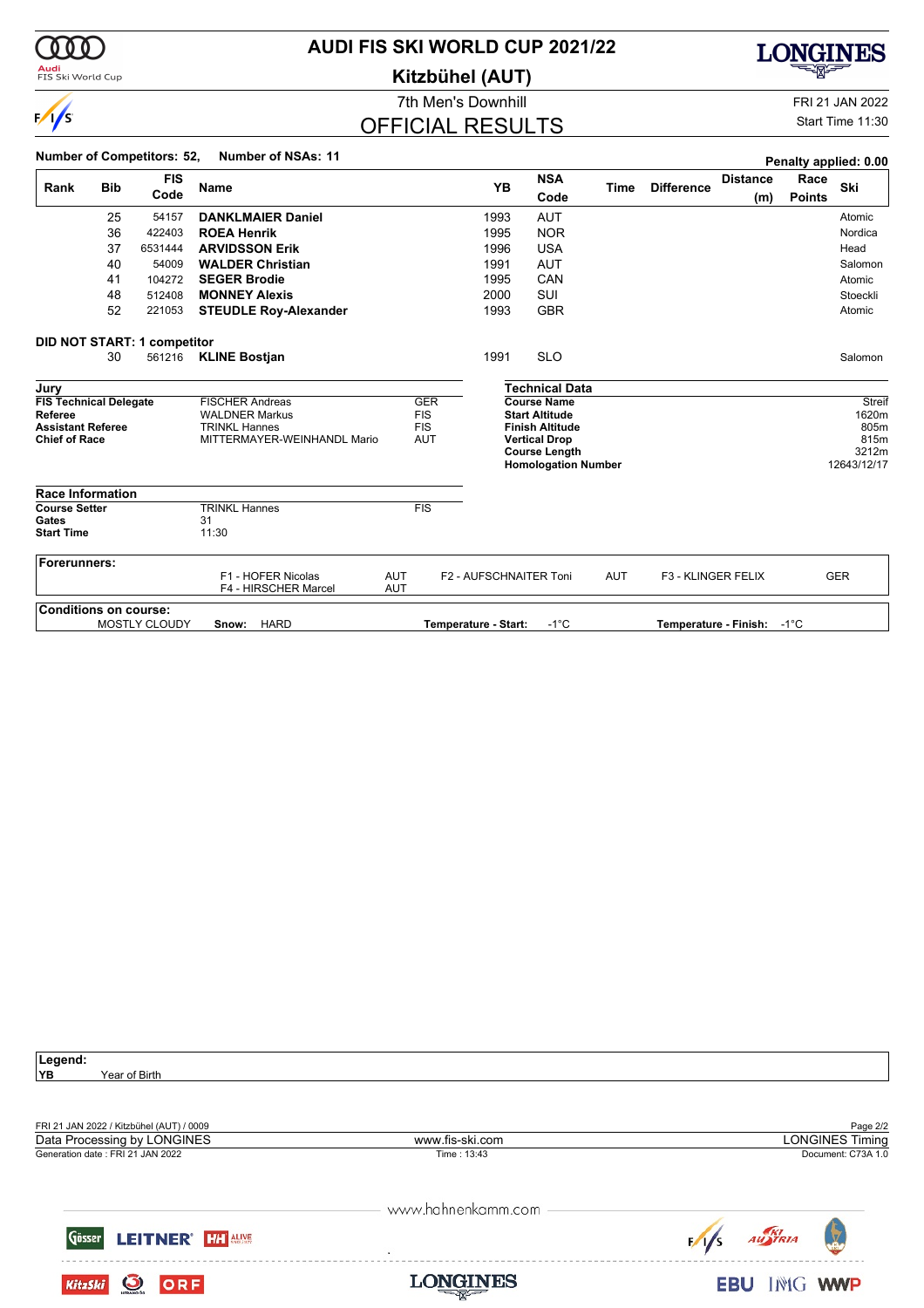# AUDI FIS SKI WORLD CUP 2021/22

## Kitzbühel (AUT)

7th Men's Downhill

FRI 21 JAN 2022

Start Time 11:30

## OFFICIAL RESULTS

**Number of Competitors: 52, Number of NSAs: 11**

**Penalty applied: 0.00**

| Rank | Bib | FIS Code | Name | YB | NSA Code | Time | Difference | Distance (m) | Race Points | Ski |
|---|---|---|---|---|---|---|---|---|---|---|
| | 25 | 54157 | **DANKLMAIER Daniel** | 1993 | AUT | | | | | Atomic |
| | 36 | 422403 | **ROEA Henrik** | 1995 | NOR | | | | | Nordica |
| | 37 | 6531444 | **ARVIDSSON Erik** | 1996 | USA | | | | | Head |
| | 40 | 54009 | **WALDER Christian** | 1991 | AUT | | | | | Salomon |
| | 41 | 104272 | **SEGER Brodie** | 1995 | CAN | | | | | Atomic |
| | 48 | 512408 | **MONNEY Alexis** | 2000 | SUI | | | | | Stoeckli |
| | 52 | 221053 | **STEUDLE Roy-Alexander** | 1993 | GBR | | | | | Atomic |
| **DID NOT START: 1 competitor** | | | | | | | | | | |
| | 30 | 561216 | **KLINE Bostjan** | 1991 | SLO | | | | | Salomon |

### Jury

| | | |
|---|---|---|
| **FIS Technical Delegate** | FISCHER Andreas | GER |
| **Referee** | WALDNER Markus | FIS |
| **Assistant Referee** | TRINKL Hannes | FIS |
| **Chief of Race** | MITTERMAYER-WEINHANDL Mario | AUT |

### Technical Data

| | |
|---|---|
| **Course Name** | Streif |
| **Start Altitude** | 1620m |
| **Finish Altitude** | 805m |
| **Vertical Drop** | 815m |
| **Course Length** | 3212m |
| **Homologation Number** | 12643/12/17 |

### Race Information

| | | |
|---|---|---|
| **Course Setter** | TRINKL Hannes | FIS |
| **Gates** | 31 | |
| **Start Time** | 11:30 | |

**Forerunners:**

F1 - HOFER Nicolas AUT; F2 - AUFSCHNAITER Toni AUT; F3 - KLINGER FELIX GER; F4 - HIRSCHER Marcel AUT

**Conditions on course:**

MOSTLY CLOUDY **Snow:** HARD **Temperature - Start:** -1°C **Temperature - Finish:** -1°C

**Legend:**
**YB** Year of Birth

FRI 21 JAN 2022 / Kitzbühel (AUT) / 0009

Data Processing by LONGINES — www.fis-ski.com — LONGINES Timing

Generation date : FRI 21 JAN 2022 — Time : 13:43 — Document: C73A 1.0

www.hahnenkamm.com